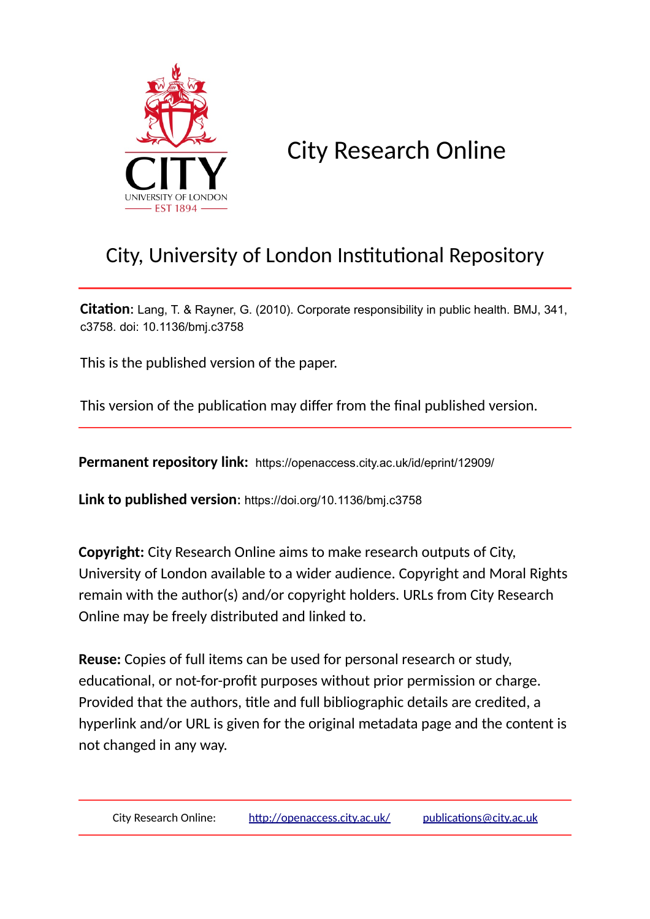# City Research Online

## City, University of London Institutional Repository

**Citation**: Lang, T. & Rayner, G. (2010). Corporate responsibility in public health. BMJ, 341, c3758. doi: 10.1136/bmj.c3758

This is the published version of the paper.

This version of the publication may differ from the final published version.

**Permanent repository link:** https://openaccess.city.ac.uk/id/eprint/12909/

**Link to published version**: https://doi.org/10.1136/bmj.c3758

**Copyright:** City Research Online aims to make research outputs of City, University of London available to a wider audience. Copyright and Moral Rights remain with the author(s) and/or copyright holders. URLs from City Research Online may be freely distributed and linked to.

**Reuse:** Copies of full items can be used for personal research or study, educational, or not-for-profit purposes without prior permission or charge. Provided that the authors, title and full bibliographic details are credited, a hyperlink and/or URL is given for the original metadata page and the content is not changed in any way.

City Research Online: http://openaccess.city.ac.uk/ publications@city.ac.uk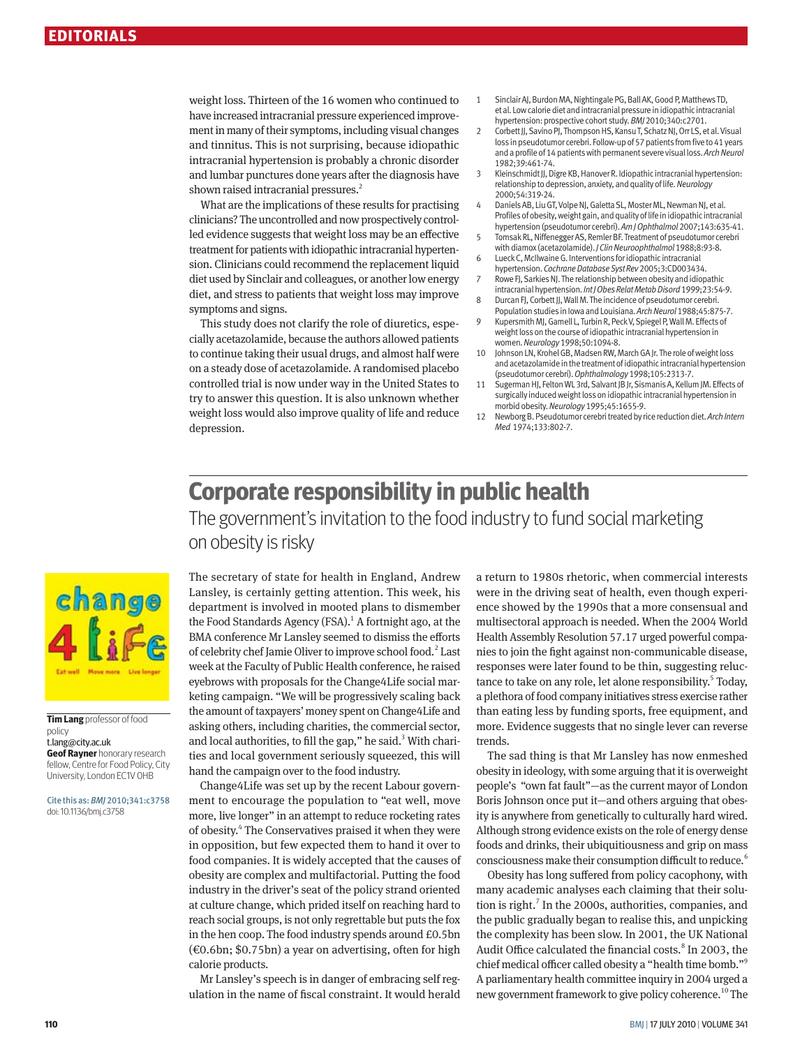weight loss. Thirteen of the 16 women who continued to have increased intracranial pressure experienced improvement in many of their symptoms, including visual changes and tinnitus. This is not surprising, because idiopathic intracranial hypertension is probably a chronic disorder and lumbar punctures done years after the diagnosis have shown raised intracranial pressures.[2]

What are the implications of these results for practising clinicians? The uncontrolled and now prospectively controlled evidence suggests that weight loss may be an effective treatment for patients with idiopathic intracranial hypertension. Clinicians could recommend the replacement liquid diet used by Sinclair and colleagues, or another low energy diet, and stress to patients that weight loss may improve symptoms and signs.

This study does not clarify the role of diuretics, especially acetazolamide, because the authors allowed patients to continue taking their usual drugs, and almost half were on a steady dose of acetazolamide. A randomised placebo controlled trial is now under way in the United States to try to answer this question. It is also unknown whether weight loss would also improve quality of life and reduce depression.

1. Sinclair AJ, Burdon MA, Nightingale PG, Ball AK, Good P, Matthews TD, et al. Low calorie diet and intracranial pressure in idiopathic intracranial hypertension: prospective cohort study. *BMJ* 2010;340:c2701.
2. Corbett JJ, Savino PJ, Thompson HS, Kansu T, Schatz NJ, Orr LS, et al. Visual loss in pseudotumor cerebri. Follow-up of 57 patients from five to 41 years and a profile of 14 patients with permanent severe visual loss. *Arch Neurol* 1982;39:461-74.
3. Kleinschmidt JJ, Digre KB, Hanover R. Idiopathic intracranial hypertension: relationship to depression, anxiety, and quality of life. *Neurology* 2000;54:319-24.
4. Daniels AB, Liu GT, Volpe NJ, Galetta SL, Moster ML, Newman NJ, et al. Profiles of obesity, weight gain, and quality of life in idiopathic intracranial hypertension (pseudotumor cerebri). *Am J Ophthalmol* 2007;143:635-41.
5. Tomsak RL, Niffenegger AS, Remler BF. Treatment of pseudotumor cerebri with diamox (acetazolamide). *J Clin Neuroophthalmol* 1988;8:93-8.
6. Lueck C, McIlwaine G. Interventions for idiopathic intracranial hypertension. *Cochrane Database Syst Rev* 2005;3:CD003434.
7. Rowe FJ, Sarkies NJ. The relationship between obesity and idiopathic intracranial hypertension. *Int J Obes Relat Metab Disord* 1999;23:54-9.
8. Durcan FJ, Corbett JJ, Wall M. The incidence of pseudotumor cerebri. Population studies in Iowa and Louisiana. *Arch Neurol* 1988;45:875-7.
9. Kupersmith MJ, Gamell L, Turbin R, Peck V, Spiegel P, Wall M. Effects of weight loss on the course of idiopathic intracranial hypertension in women. *Neurology* 1998;50:1094-8.
10. Johnson LN, Krohel GB, Madsen RW, March GA Jr. The role of weight loss and acetazolamide in the treatment of idiopathic intracranial hypertension (pseudotumor cerebri). *Ophthalmology* 1998;105:2313-7.
11. Sugerman HJ, Felton WL 3rd, Salvant JB Jr, Sismanis A, Kellum JM. Effects of surgically induced weight loss on idiopathic intracranial hypertension in morbid obesity. *Neurology* 1995;45:1655-9.
12. Newborg B. Pseudotumor cerebri treated by rice reduction diet. *Arch Intern Med* 1974;133:802-7.

# Corporate responsibility in public health

## The government's invitation to the food industry to fund social marketing on obesity is risky

**Tim Lang** professor of food policy
t.lang@city.ac.uk
**Geof Rayner** honorary research fellow, Centre for Food Policy, City University, London EC1V 0HB

Cite this as: *BMJ* 2010;341:c3758
doi: 10.1136/bmj.c3758

The secretary of state for health in England, Andrew Lansley, is certainly getting attention. This week, his department is involved in mooted plans to dismember the Food Standards Agency (FSA).[1] A fortnight ago, at the BMA conference Mr Lansley seemed to dismiss the efforts of celebrity chef Jamie Oliver to improve school food.[2] Last week at the Faculty of Public Health conference, he raised eyebrows with proposals for the Change4Life social marketing campaign. "We will be progressively scaling back the amount of taxpayers' money spent on Change4Life and asking others, including charities, the commercial sector, and local authorities, to fill the gap," he said.[3] With charities and local government seriously squeezed, this will hand the campaign over to the food industry.

Change4Life was set up by the recent Labour government to encourage the population to "eat well, move more, live longer" in an attempt to reduce rocketing rates of obesity.[4] The Conservatives praised it when they were in opposition, but few expected them to hand it over to food companies. It is widely accepted that the causes of obesity are complex and multifactorial. Putting the food industry in the driver's seat of the policy strand oriented at culture change, which prided itself on reaching hard to reach social groups, is not only regrettable but puts the fox in the hen coop. The food industry spends around £0.5bn (€0.6bn; $0.75bn) a year on advertising, often for high calorie products.

Mr Lansley's speech is in danger of embracing self regulation in the name of fiscal constraint. It would herald a return to 1980s rhetoric, when commercial interests were in the driving seat of health, even though experience showed by the 1990s that a more consensual and multisectoral approach is needed. When the 2004 World Health Assembly Resolution 57.17 urged powerful companies to join the fight against non-communicable disease, responses were later found to be thin, suggesting reluctance to take on any role, let alone responsibility.[5] Today, a plethora of food company initiatives stress exercise rather than eating less by funding sports, free equipment, and more. Evidence suggests that no single lever can reverse trends.

The sad thing is that Mr Lansley has now enmeshed obesity in ideology, with some arguing that it is overweight people's "own fat fault"—as the current mayor of London Boris Johnson once put it—and others arguing that obesity is anywhere from genetically to culturally hard wired. Although strong evidence exists on the role of energy dense foods and drinks, their ubiquitiousness and grip on mass consciousness make their consumption difficult to reduce.[6]

Obesity has long suffered from policy cacophony, with many academic analyses each claiming that their solution is right.[7] In the 2000s, authorities, companies, and the public gradually began to realise this, and unpicking the complexity has been slow. In 2001, the UK National Audit Office calculated the financial costs.[8] In 2003, the chief medical officer called obesity a "health time bomb."[9] A parliamentary health committee inquiry in 2004 urged a new government framework to give policy coherence.[10] The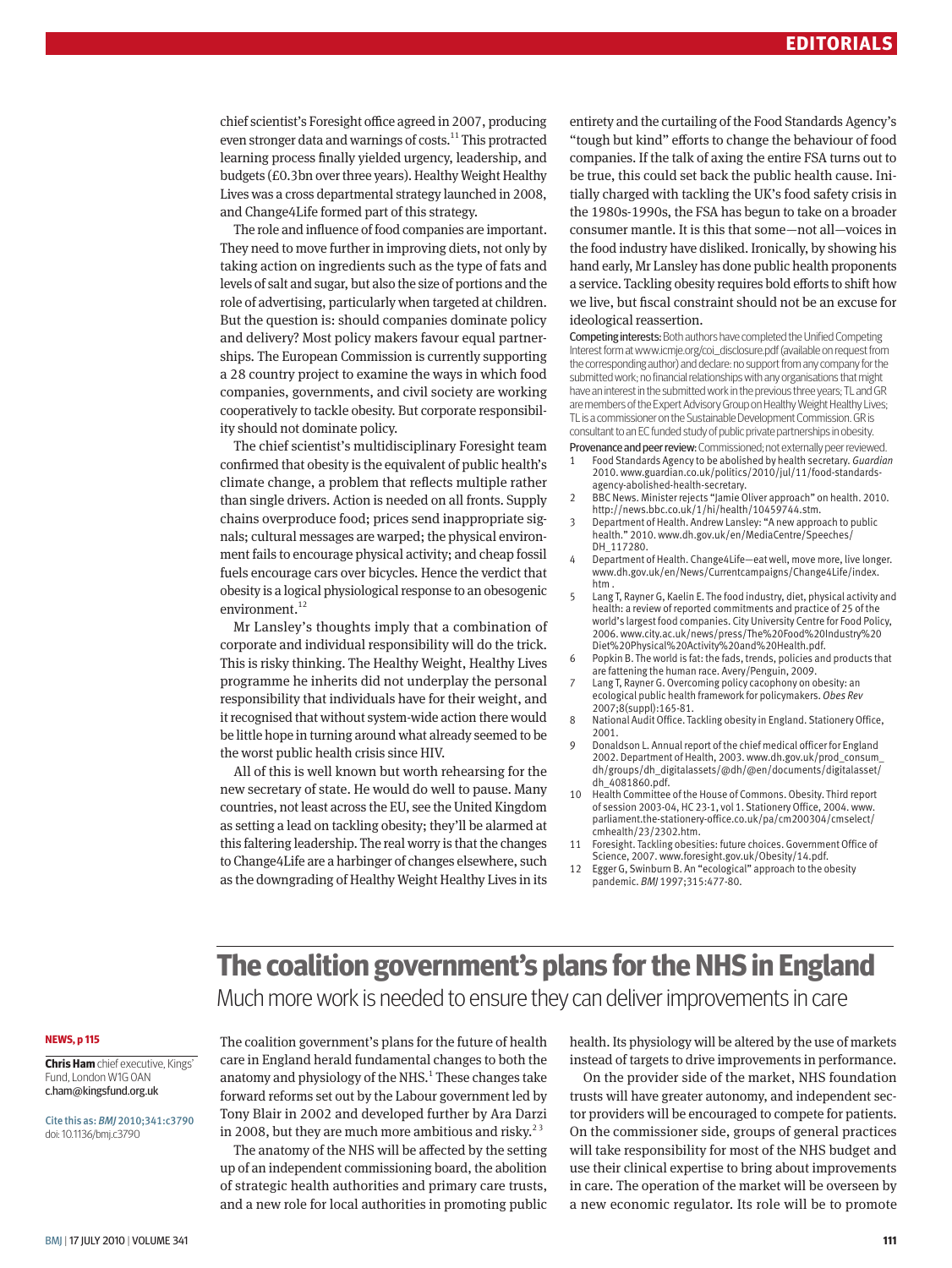chief scientist's Foresight office agreed in 2007, producing even stronger data and warnings of costs.[11] This protracted learning process finally yielded urgency, leadership, and budgets (£0.3bn over three years). Healthy Weight Healthy Lives was a cross departmental strategy launched in 2008, and Change4Life formed part of this strategy.

The role and influence of food companies are important. They need to move further in improving diets, not only by taking action on ingredients such as the type of fats and levels of salt and sugar, but also the size of portions and the role of advertising, particularly when targeted at children. But the question is: should companies dominate policy and delivery? Most policy makers favour equal partnerships. The European Commission is currently supporting a 28 country project to examine the ways in which food companies, governments, and civil society are working cooperatively to tackle obesity. But corporate responsibility should not dominate policy.

The chief scientist's multidisciplinary Foresight team confirmed that obesity is the equivalent of public health's climate change, a problem that reflects multiple rather than single drivers. Action is needed on all fronts. Supply chains overproduce food; prices send inappropriate signals; cultural messages are warped; the physical environment fails to encourage physical activity; and cheap fossil fuels encourage cars over bicycles. Hence the verdict that obesity is a logical physiological response to an obesogenic environment.[12]

Mr Lansley's thoughts imply that a combination of corporate and individual responsibility will do the trick. This is risky thinking. The Healthy Weight, Healthy Lives programme he inherits did not underplay the personal responsibility that individuals have for their weight, and it recognised that without system-wide action there would be little hope in turning around what already seemed to be the worst public health crisis since HIV.

All of this is well known but worth rehearsing for the new secretary of state. He would do well to pause. Many countries, not least across the EU, see the United Kingdom as setting a lead on tackling obesity; they'll be alarmed at this faltering leadership. The real worry is that the changes to Change4Life are a harbinger of changes elsewhere, such as the downgrading of Healthy Weight Healthy Lives in its entirety and the curtailing of the Food Standards Agency's "tough but kind" efforts to change the behaviour of food companies. If the talk of axing the entire FSA turns out to be true, this could set back the public health cause. Initially charged with tackling the UK's food safety crisis in the 1980s-1990s, the FSA has begun to take on a broader consumer mantle. It is this that some—not all—voices in the food industry have disliked. Ironically, by showing his hand early, Mr Lansley has done public health proponents a service. Tackling obesity requires bold efforts to shift how we live, but fiscal constraint should not be an excuse for ideological reassertion.

**Competing interests:** Both authors have completed the Unified Competing Interest form at www.icmje.org/coi_disclosure.pdf (available on request from the corresponding author) and declare: no support from any company for the submitted work; no financial relationships with any organisations that might have an interest in the submitted work in the previous three years; TL and GR are members of the Expert Advisory Group on Healthy Weight Healthy Lives; TL is a commissioner on the Sustainable Development Commission. GR is consultant to an EC funded study of public private partnerships in obesity.

**Provenance and peer review:** Commissioned; not externally peer reviewed.

1. Food Standards Agency to be abolished by health secretary. *Guardian* 2010. www.guardian.co.uk/politics/2010/jul/11/food-standards-agency-abolished-health-secretary.
2. BBC News. Minister rejects "Jamie Oliver approach" on health. 2010. http://news.bbc.co.uk/1/hi/health/10459744.stm.
3. Department of Health. Andrew Lansley: "A new approach to public health." 2010. www.dh.gov.uk/en/MediaCentre/Speeches/DH_117280.
4. Department of Health. Change4Life—eat well, move more, live longer. www.dh.gov.uk/en/News/Currentcampaigns/Change4Life/index.htm .
5. Lang T, Rayner G, Kaelin E. The food industry, diet, physical activity and health: a review of reported commitments and practice of 25 of the world's largest food companies. City University Centre for Food Policy, 2006. www.city.ac.uk/news/press/The%20Food%20Industry%20Diet%20Physical%20Activity%20and%20Health.pdf.
6. Popkin B. The world is fat: the fads, trends, policies and products that are fattening the human race. Avery/Penguin, 2009.
7. Lang T, Rayner G. Overcoming policy cacophony on obesity: an ecological public health framework for policymakers. *Obes Rev* 2007;8(suppl):165-81.
8. National Audit Office. Tackling obesity in England. Stationery Office, 2001.
9. Donaldson L. Annual report of the chief medical officer for England 2002. Department of Health, 2003. www.dh.gov.uk/prod_consum_dh/groups/dh_digitalassets/@dh/@en/documents/digitalasset/dh_4081860.pdf.
10. Health Committee of the House of Commons. Obesity. Third report of session 2003-04, HC 23-1, vol 1. Stationery Office, 2004. www.parliament.the-stationery-office.co.uk/pa/cm200304/cmselect/cmhealth/23/2302.htm.
11. Foresight. Tackling obesities: future choices. Government Office of Science, 2007. www.foresight.gov.uk/Obesity/14.pdf.
12. Egger G, Swinburn B. An "ecological" approach to the obesity pandemic. *BMJ* 1997;315:477-80.

# The coalition government's plans for the NHS in England

## Much more work is needed to ensure they can deliver improvements in care

**NEWS, p 115**

**Chris Ham** chief executive, Kings' Fund, London W1G 0AN
c.ham@kingsfund.org.uk

Cite this as: *BMJ* 2010;341:c3790
doi: 10.1136/bmj.c3790

The coalition government's plans for the future of health care in England herald fundamental changes to both the anatomy and physiology of the NHS.[1] These changes take forward reforms set out by the Labour government led by Tony Blair in 2002 and developed further by Ara Darzi in 2008, but they are much more ambitious and risky.[2,3]

The anatomy of the NHS will be affected by the setting up of an independent commissioning board, the abolition of strategic health authorities and primary care trusts, and a new role for local authorities in promoting public health. Its physiology will be altered by the use of markets instead of targets to drive improvements in performance.

On the provider side of the market, NHS foundation trusts will have greater autonomy, and independent sector providers will be encouraged to compete for patients. On the commissioner side, groups of general practices will take responsibility for most of the NHS budget and use their clinical expertise to bring about improvements in care. The operation of the market will be overseen by a new economic regulator. Its role will be to promote